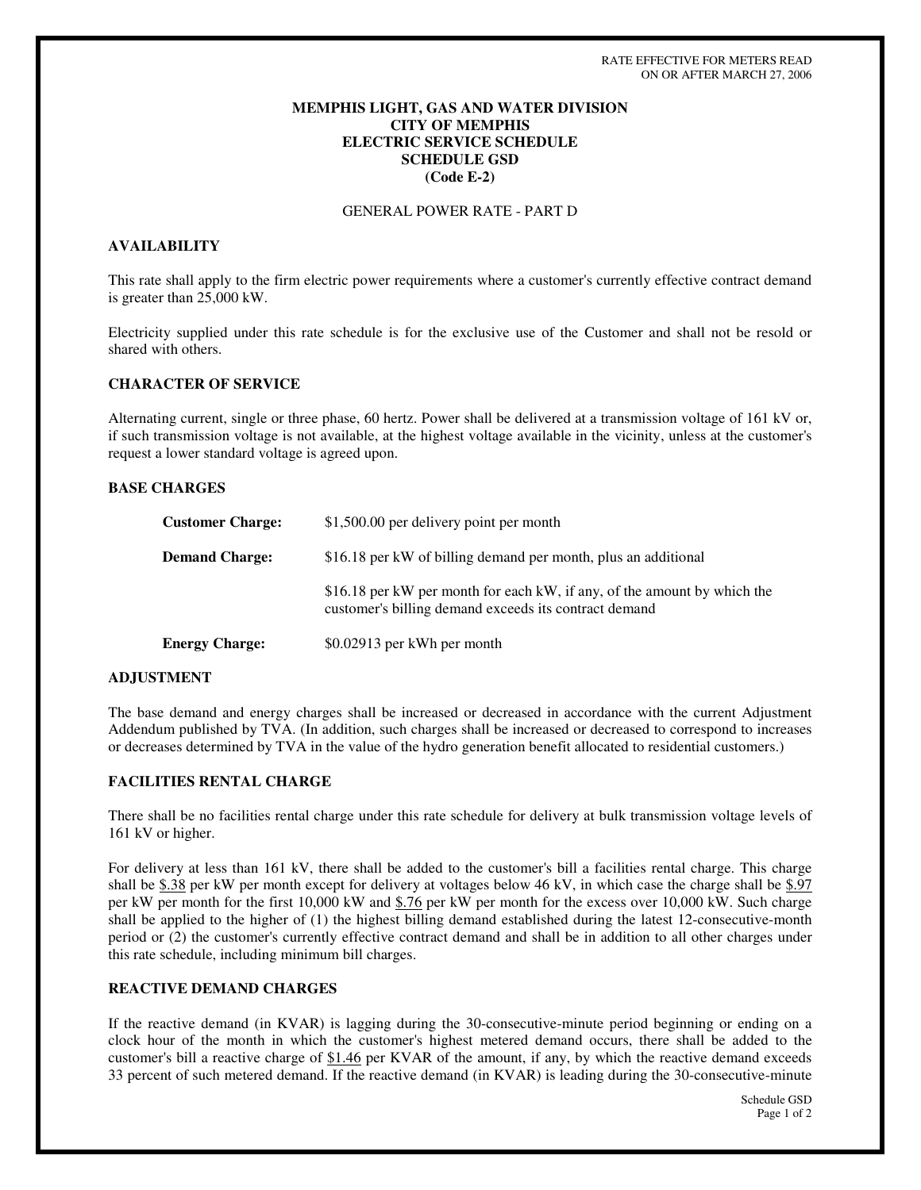RATE EFFECTIVE FOR METERS READ
ON OR AFTER MARCH 27, 2006

**MEMPHIS LIGHT, GAS AND WATER DIVISION**
**CITY OF MEMPHIS**
**ELECTRIC SERVICE SCHEDULE**
**SCHEDULE GSD**
**(Code E-2)**

GENERAL POWER RATE - PART D

### AVAILABILITY

This rate shall apply to the firm electric power requirements where a customer's currently effective contract demand is greater than 25,000 kW.

Electricity supplied under this rate schedule is for the exclusive use of the Customer and shall not be resold or shared with others.

### CHARACTER OF SERVICE

Alternating current, single or three phase, 60 hertz. Power shall be delivered at a transmission voltage of 161 kV or, if such transmission voltage is not available, at the highest voltage available in the vicinity, unless at the customer's request a lower standard voltage is agreed upon.

### BASE CHARGES

**Customer Charge:** $1,500.00 per delivery point per month

**Demand Charge:** $16.18 per kW of billing demand per month, plus an additional

$16.18 per kW per month for each kW, if any, of the amount by which the customer's billing demand exceeds its contract demand

**Energy Charge:** $0.02913 per kWh per month

### ADJUSTMENT

The base demand and energy charges shall be increased or decreased in accordance with the current Adjustment Addendum published by TVA. (In addition, such charges shall be increased or decreased to correspond to increases or decreases determined by TVA in the value of the hydro generation benefit allocated to residential customers.)

### FACILITIES RENTAL CHARGE

There shall be no facilities rental charge under this rate schedule for delivery at bulk transmission voltage levels of 161 kV or higher.

For delivery at less than 161 kV, there shall be added to the customer's bill a facilities rental charge. This charge shall be $.38 per kW per month except for delivery at voltages below 46 kV, in which case the charge shall be $.97 per kW per month for the first 10,000 kW and $.76 per kW per month for the excess over 10,000 kW. Such charge shall be applied to the higher of (1) the highest billing demand established during the latest 12-consecutive-month period or (2) the customer's currently effective contract demand and shall be in addition to all other charges under this rate schedule, including minimum bill charges.

### REACTIVE DEMAND CHARGES

If the reactive demand (in KVAR) is lagging during the 30-consecutive-minute period beginning or ending on a clock hour of the month in which the customer's highest metered demand occurs, there shall be added to the customer's bill a reactive charge of $1.46 per KVAR of the amount, if any, by which the reactive demand exceeds 33 percent of such metered demand. If the reactive demand (in KVAR) is leading during the 30-consecutive-minute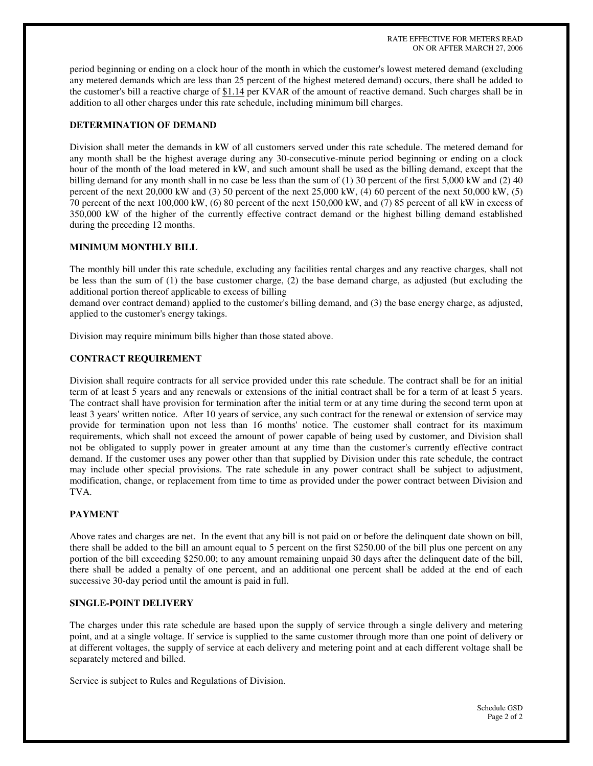period beginning or ending on a clock hour of the month in which the customer's lowest metered demand (excluding any metered demands which are less than 25 percent of the highest metered demand) occurs, there shall be added to the customer's bill a reactive charge of $1.14 per KVAR of the amount of reactive demand. Such charges shall be in addition to all other charges under this rate schedule, including minimum bill charges.

**DETERMINATION OF DEMAND**

Division shall meter the demands in kW of all customers served under this rate schedule. The metered demand for any month shall be the highest average during any 30-consecutive-minute period beginning or ending on a clock hour of the month of the load metered in kW, and such amount shall be used as the billing demand, except that the billing demand for any month shall in no case be less than the sum of (1) 30 percent of the first 5,000 kW and (2) 40 percent of the next 20,000 kW and (3) 50 percent of the next 25,000 kW, (4) 60 percent of the next 50,000 kW, (5) 70 percent of the next 100,000 kW, (6) 80 percent of the next 150,000 kW, and (7) 85 percent of all kW in excess of 350,000 kW of the higher of the currently effective contract demand or the highest billing demand established during the preceding 12 months.

**MINIMUM MONTHLY BILL**

The monthly bill under this rate schedule, excluding any facilities rental charges and any reactive charges, shall not be less than the sum of (1) the base customer charge, (2) the base demand charge, as adjusted (but excluding the additional portion thereof applicable to excess of billing demand over contract demand) applied to the customer's billing demand, and (3) the base energy charge, as adjusted, applied to the customer's energy takings.

Division may require minimum bills higher than those stated above.

**CONTRACT REQUIREMENT**

Division shall require contracts for all service provided under this rate schedule. The contract shall be for an initial term of at least 5 years and any renewals or extensions of the initial contract shall be for a term of at least 5 years. The contract shall have provision for termination after the initial term or at any time during the second term upon at least 3 years' written notice. After 10 years of service, any such contract for the renewal or extension of service may provide for termination upon not less than 16 months' notice. The customer shall contract for its maximum requirements, which shall not exceed the amount of power capable of being used by customer, and Division shall not be obligated to supply power in greater amount at any time than the customer's currently effective contract demand. If the customer uses any power other than that supplied by Division under this rate schedule, the contract may include other special provisions. The rate schedule in any power contract shall be subject to adjustment, modification, change, or replacement from time to time as provided under the power contract between Division and TVA.

**PAYMENT**

Above rates and charges are net. In the event that any bill is not paid on or before the delinquent date shown on bill, there shall be added to the bill an amount equal to 5 percent on the first $250.00 of the bill plus one percent on any portion of the bill exceeding $250.00; to any amount remaining unpaid 30 days after the delinquent date of the bill, there shall be added a penalty of one percent, and an additional one percent shall be added at the end of each successive 30-day period until the amount is paid in full.

**SINGLE-POINT DELIVERY**

The charges under this rate schedule are based upon the supply of service through a single delivery and metering point, and at a single voltage. If service is supplied to the same customer through more than one point of delivery or at different voltages, the supply of service at each delivery and metering point and at each different voltage shall be separately metered and billed.

Service is subject to Rules and Regulations of Division.